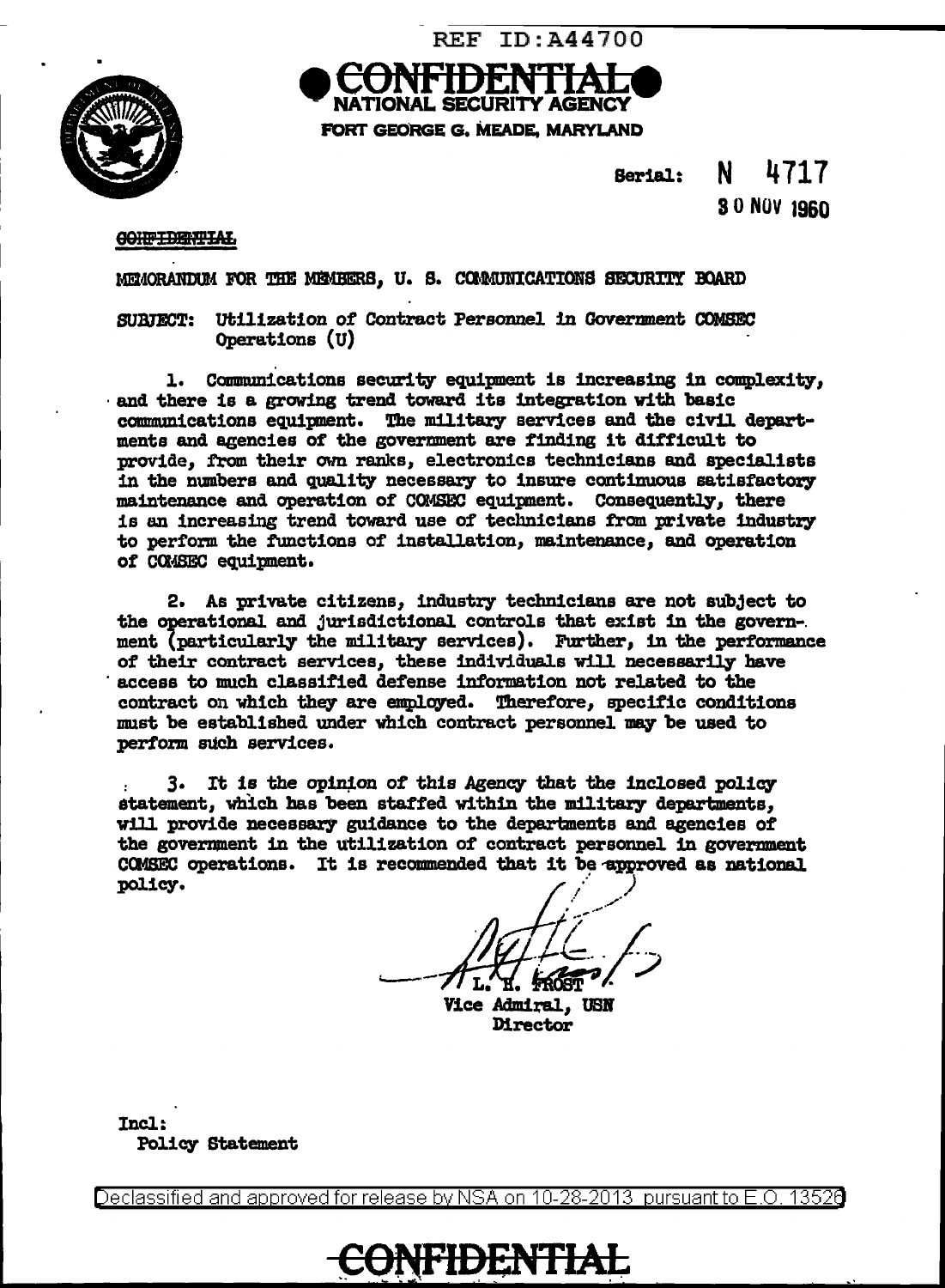REF ID:A44700

CONFIDENTIAL
NATIONAL SECURITY AGENCY
FORT GEORGE G. MEADE, MARYLAND

Serial: N 4717
30 NOV 1960

CONFIDENTIAL

MEMORANDUM FOR THE MEMBERS, U. S. COMMUNICATIONS SECURITY BOARD

SUBJECT: Utilization of Contract Personnel in Government COMSEC Operations (U)

1. Communications security equipment is increasing in complexity, and there is a growing trend toward its integration with basic communications equipment. The military services and the civil departments and agencies of the government are finding it difficult to provide, from their own ranks, electronics technicians and specialists in the numbers and quality necessary to insure continuous satisfactory maintenance and operation of COMSEC equipment. Consequently, there is an increasing trend toward use of technicians from private industry to perform the functions of installation, maintenance, and operation of COMSEC equipment.

2. As private citizens, industry technicians are not subject to the operational and jurisdictional controls that exist in the government (particularly the military services). Further, in the performance of their contract services, these individuals will necessarily have access to much classified defense information not related to the contract on which they are employed. Therefore, specific conditions must be established under which contract personnel may be used to perform such services.

3. It is the opinion of this Agency that the inclosed policy statement, which has been staffed within the military departments, will provide necessary guidance to the departments and agencies of the government in the utilization of contract personnel in government COMSEC operations. It is recommended that it be approved as national policy.

L. H. FROST
Vice Admiral, USN
Director

Incl:
Policy Statement

Declassified and approved for release by NSA on 10-28-2013 pursuant to E.O. 13526

CONFIDENTIAL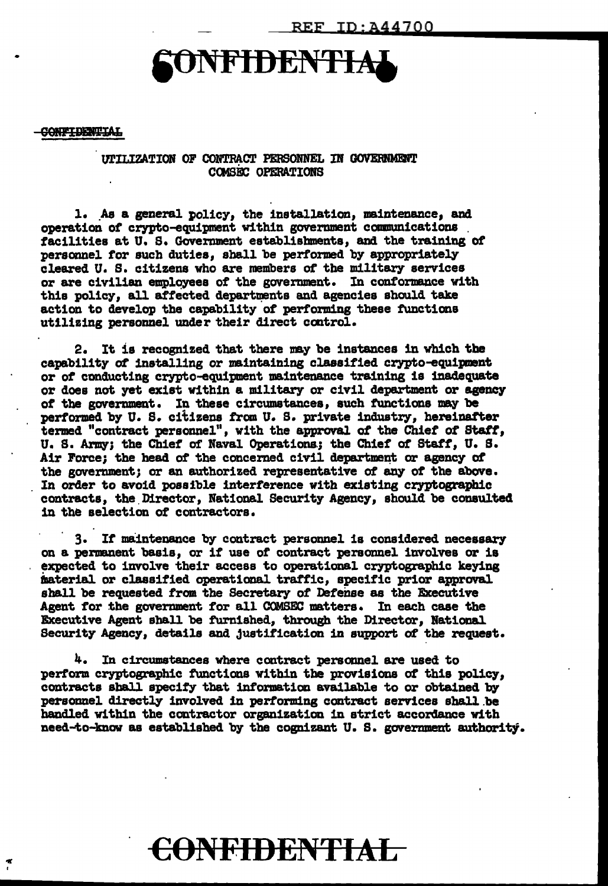REF ID:A44700

CONFIDENTIAL

~~CONFIDENTIAL~~

UTILIZATION OF CONTRACT PERSONNEL IN GOVERNMENT COMSEC OPERATIONS

1. As a general policy, the installation, maintenance, and operation of crypto-equipment within government communications facilities at U. S. Government establishments, and the training of personnel for such duties, shall be performed by appropriately cleared U. S. citizens who are members of the military services or are civilian employees of the government. In conformance with this policy, all affected departments and agencies should take action to develop the capability of performing these functions utilizing personnel under their direct control.

2. It is recognized that there may be instances in which the capability of installing or maintaining classified crypto-equipment or of conducting crypto-equipment maintenance training is inadequate or does not yet exist within a military or civil department or agency of the government. In these circumstances, such functions may be performed by U. S. citizens from U. S. private industry, hereinafter termed "contract personnel", with the approval of the Chief of Staff, U. S. Army; the Chief of Naval Operations; the Chief of Staff, U. S. Air Force; the head of the concerned civil department or agency of the government; or an authorized representative of any of the above. In order to avoid possible interference with existing cryptographic contracts, the Director, National Security Agency, should be consulted in the selection of contractors.

3. If maintenance by contract personnel is considered necessary on a permanent basis, or if use of contract personnel involves or is expected to involve their access to operational cryptographic keying material or classified operational traffic, specific prior approval shall be requested from the Secretary of Defense as the Executive Agent for the government for all COMSEC matters. In each case the Executive Agent shall be furnished, through the Director, National Security Agency, details and justification in support of the request.

4. In circumstances where contract personnel are used to perform cryptographic functions within the provisions of this policy, contracts shall specify that information available to or obtained by personnel directly involved in performing contract services shall be handled within the contractor organization in strict accordance with need-to-know as established by the cognizant U. S. government authority.

CONFIDENTIAL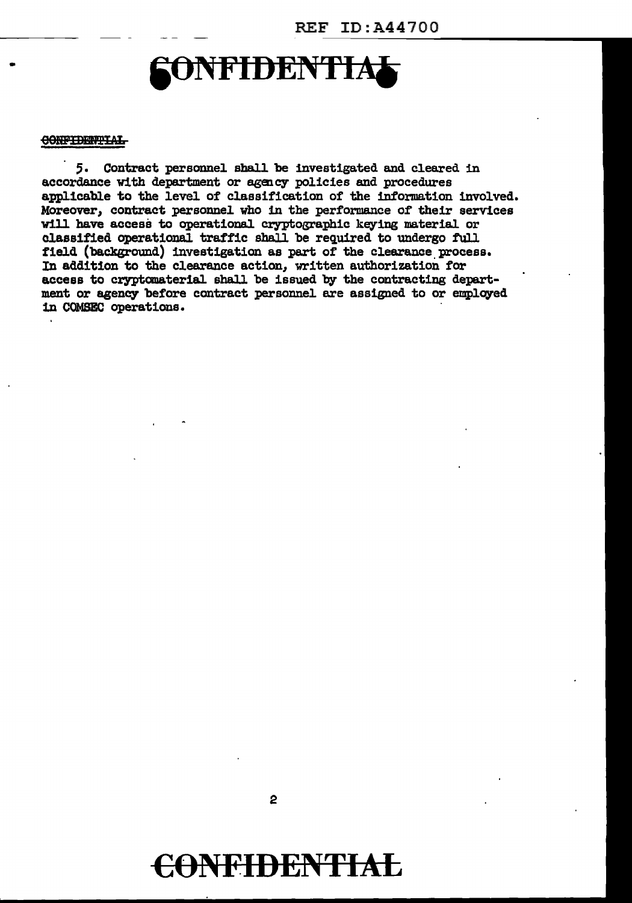CONFIDENTIAL

5. Contract personnel shall be investigated and cleared in accordance with department or agency policies and procedures applicable to the level of classification of the information involved. Moreover, contract personnel who in the performance of their services will have access to operational cryptographic keying material or classified operational traffic shall be required to undergo full field (background) investigation as part of the clearance process. In addition to the clearance action, written authorization for access to cryptomaterial shall be issued by the contracting department or agency before contract personnel are assigned to or employed in COMSEC operations.